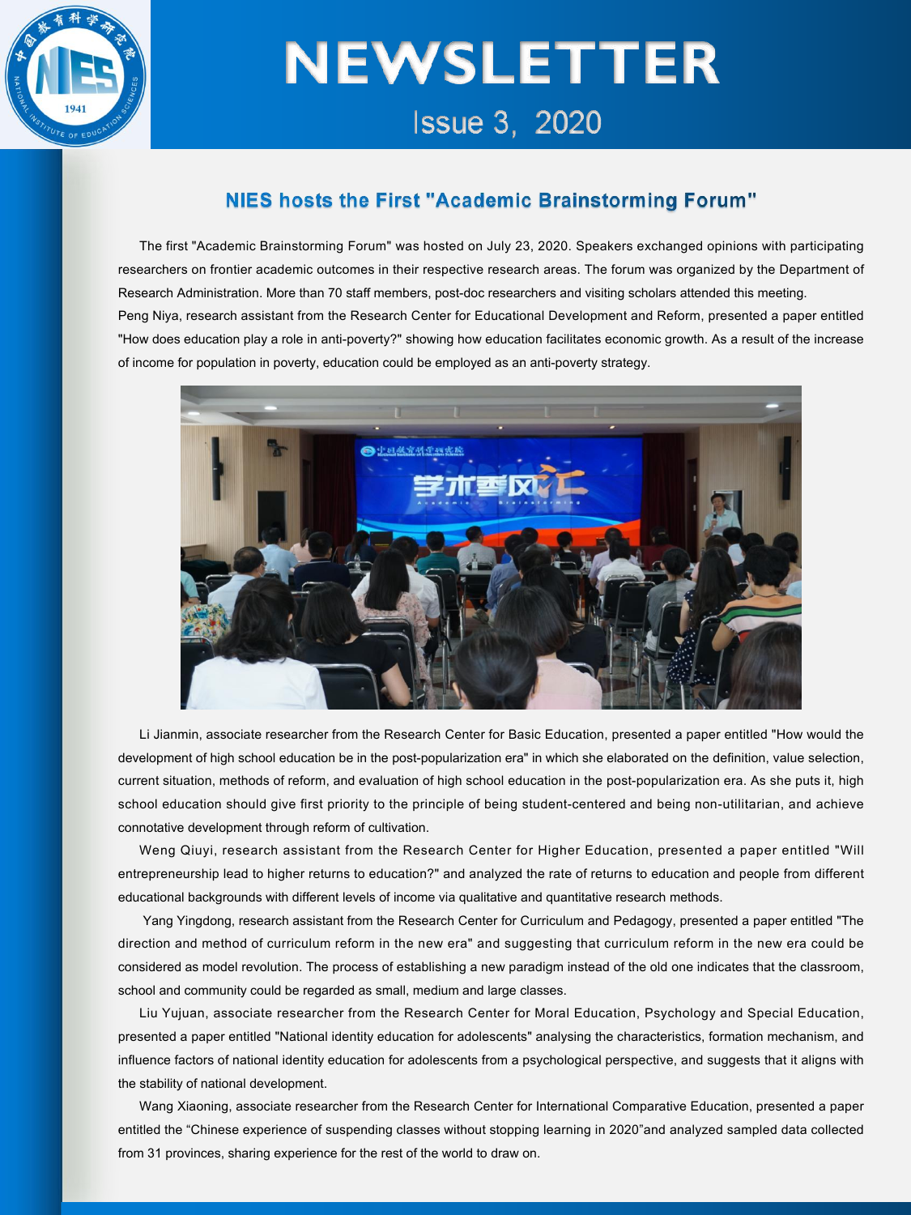# NEWSLETTER

Issue 3, 2020

## NIES hosts the First "Academic Brainstorming Forum"

The first "Academic Brainstorming Forum" was hosted on July 23, 2020. Speakers exchanged opinions with participating researchers on frontier academic outcomes in their respective research areas. The forum was organized by the Department of Research Administration. More than 70 staff members, post-doc researchers and visiting scholars attended this meeting.

Peng Niya, research assistant from the Research Center for Educational Development and Reform, presented a paper entitled "How does education play a role in anti-poverty?" showing how education facilitates economic growth. As a result of the increase of income for population in poverty, education could be employed as an anti-poverty strategy.

Li Jianmin, associate researcher from the Research Center for Basic Education, presented a paper entitled "How would the development of high school education be in the post-popularization era" in which she elaborated on the definition, value selection, current situation, methods of reform, and evaluation of high school education in the post-popularization era. As she puts it, high school education should give first priority to the principle of being student-centered and being non-utilitarian, and achieve connotative development through reform of cultivation.

Weng Qiuyi, research assistant from the Research Center for Higher Education, presented a paper entitled "Will entrepreneurship lead to higher returns to education?" and analyzed the rate of returns to education and people from different educational backgrounds with different levels of income via qualitative and quantitative research methods.

Yang Yingdong, research assistant from the Research Center for Curriculum and Pedagogy, presented a paper entitled "The direction and method of curriculum reform in the new era" and suggesting that curriculum reform in the new era could be considered as model revolution. The process of establishing a new paradigm instead of the old one indicates that the classroom, school and community could be regarded as small, medium and large classes.

Liu Yujuan, associate researcher from the Research Center for Moral Education, Psychology and Special Education, presented a paper entitled "National identity education for adolescents" analysing the characteristics, formation mechanism, and influence factors of national identity education for adolescents from a psychological perspective, and suggests that it aligns with the stability of national development.

Wang Xiaoning, associate researcher from the Research Center for International Comparative Education, presented a paper entitled the “Chinese experience of suspending classes without stopping learning in 2020”and analyzed sampled data collected from 31 provinces, sharing experience for the rest of the world to draw on.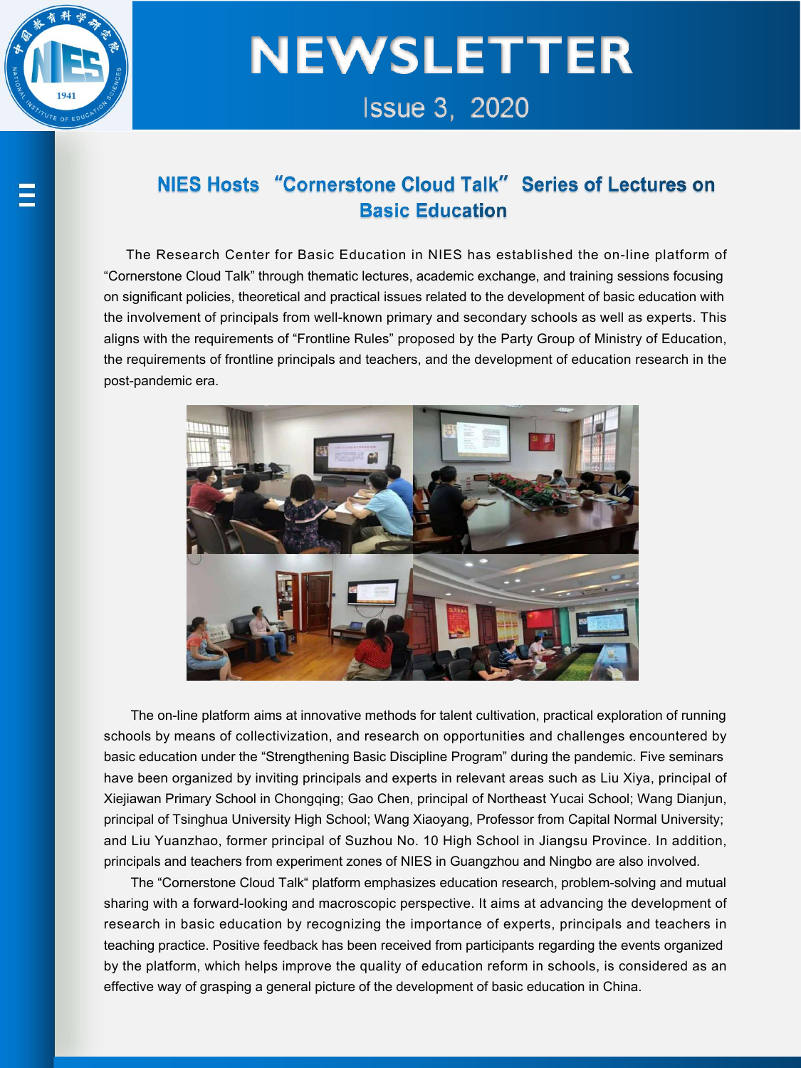## NIES Hosts “Cornerstone Cloud Talk” Series of Lectures on Basic Education

The Research Center for Basic Education in NIES has established the on-line platform of “Cornerstone Cloud Talk” through thematic lectures, academic exchange, and training sessions focusing on significant policies, theoretical and practical issues related to the development of basic education with the involvement of principals from well-known primary and secondary schools as well as experts. This aligns with the requirements of “Frontline Rules” proposed by the Party Group of Ministry of Education, the requirements of frontline principals and teachers, and the development of education research in the post-pandemic era.

The on-line platform aims at innovative methods for talent cultivation, practical exploration of running schools by means of collectivization, and research on opportunities and challenges encountered by basic education under the “Strengthening Basic Discipline Program” during the pandemic. Five seminars have been organized by inviting principals and experts in relevant areas such as Liu Xiya, principal of Xiejiawan Primary School in Chongqing; Gao Chen, principal of Northeast Yucai School; Wang Dianjun, principal of Tsinghua University High School; Wang Xiaoyang, Professor from Capital Normal University; and Liu Yuanzhao, former principal of Suzhou No. 10 High School in Jiangsu Province. In addition, principals and teachers from experiment zones of NIES in Guangzhou and Ningbo are also involved.

The “Cornerstone Cloud Talk“ platform emphasizes education research, problem-solving and mutual sharing with a forward-looking and macroscopic perspective. It aims at advancing the development of research in basic education by recognizing the importance of experts, principals and teachers in teaching practice. Positive feedback has been received from participants regarding the events organized by the platform, which helps improve the quality of education reform in schools, is considered as an effective way of grasping a general picture of the development of basic education in China.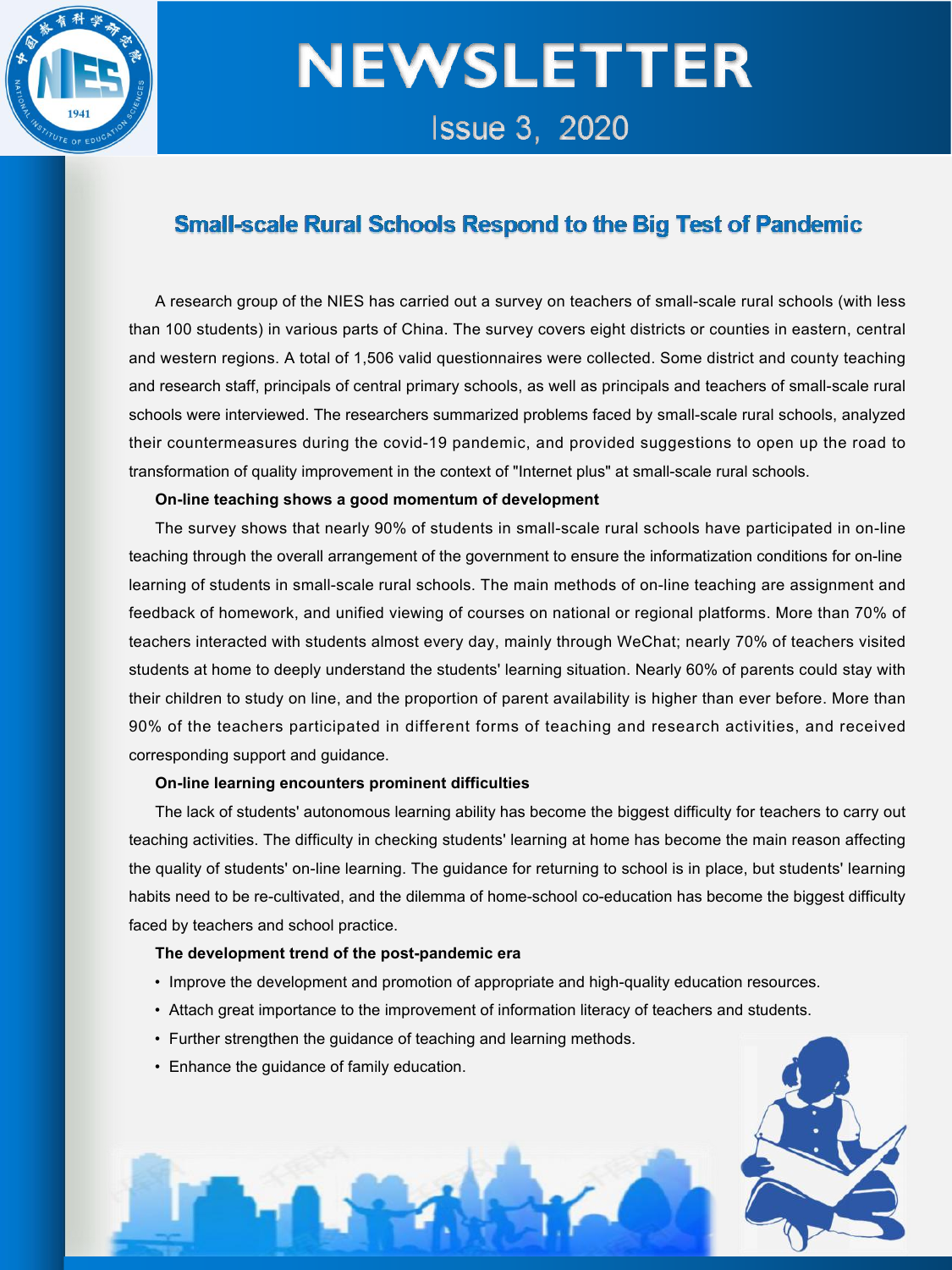# NEWSLETTER

Issue 3, 2020

## Small-scale Rural Schools Respond to the Big Test of Pandemic

A research group of the NIES has carried out a survey on teachers of small-scale rural schools (with less than 100 students) in various parts of China. The survey covers eight districts or counties in eastern, central and western regions. A total of 1,506 valid questionnaires were collected. Some district and county teaching and research staff, principals of central primary schools, as well as principals and teachers of small-scale rural schools were interviewed. The researchers summarized problems faced by small-scale rural schools, analyzed their countermeasures during the covid-19 pandemic, and provided suggestions to open up the road to transformation of quality improvement in the context of "Internet plus" at small-scale rural schools.

**On-line teaching shows a good momentum of development**

The survey shows that nearly 90% of students in small-scale rural schools have participated in on-line teaching through the overall arrangement of the government to ensure the informatization conditions for on-line learning of students in small-scale rural schools. The main methods of on-line teaching are assignment and feedback of homework, and unified viewing of courses on national or regional platforms. More than 70% of teachers interacted with students almost every day, mainly through WeChat; nearly 70% of teachers visited students at home to deeply understand the students' learning situation. Nearly 60% of parents could stay with their children to study on line, and the proportion of parent availability is higher than ever before. More than 90% of the teachers participated in different forms of teaching and research activities, and received corresponding support and guidance.

**On-line learning encounters prominent difficulties**

The lack of students' autonomous learning ability has become the biggest difficulty for teachers to carry out teaching activities. The difficulty in checking students' learning at home has become the main reason affecting the quality of students' on-line learning. The guidance for returning to school is in place, but students' learning habits need to be re-cultivated, and the dilemma of home-school co-education has become the biggest difficulty faced by teachers and school practice.

**The development trend of the post-pandemic era**

- Improve the development and promotion of appropriate and high-quality education resources.
- Attach great importance to the improvement of information literacy of teachers and students.
- Further strengthen the guidance of teaching and learning methods.
- Enhance the guidance of family education.